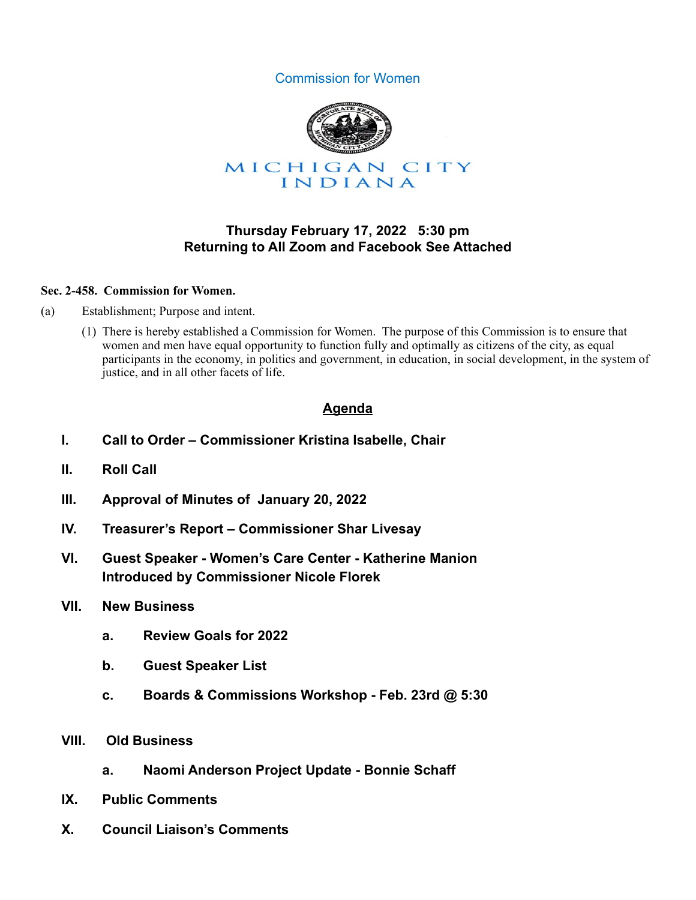Commission for Women

MICHIGAN CITY
INDIANA

**Thursday February 17, 2022 5:30 pm**
**Returning to All Zoom and Facebook See Attached**

**Sec. 2-458. Commission for Women.**

(a) Establishment; Purpose and intent.

(1) There is hereby established a Commission for Women. The purpose of this Commission is to ensure that women and men have equal opportunity to function fully and optimally as citizens of the city, as equal participants in the economy, in politics and government, in education, in social development, in the system of justice, and in all other facets of life.

## Agenda

**I. Call to Order – Commissioner Kristina Isabelle, Chair**

**II. Roll Call**

**III. Approval of Minutes of January 20, 2022**

**IV. Treasurer's Report – Commissioner Shar Livesay**

**VI. Guest Speaker - Women's Care Center - Katherine Manion**
**Introduced by Commissioner Nicole Florek**

**VII. New Business**

- **a. Review Goals for 2022**
- **b. Guest Speaker List**
- **c. Boards & Commissions Workshop - Feb. 23rd @ 5:30**

**VIII. Old Business**

- **a. Naomi Anderson Project Update - Bonnie Schaff**

**IX. Public Comments**

**X. Council Liaison's Comments**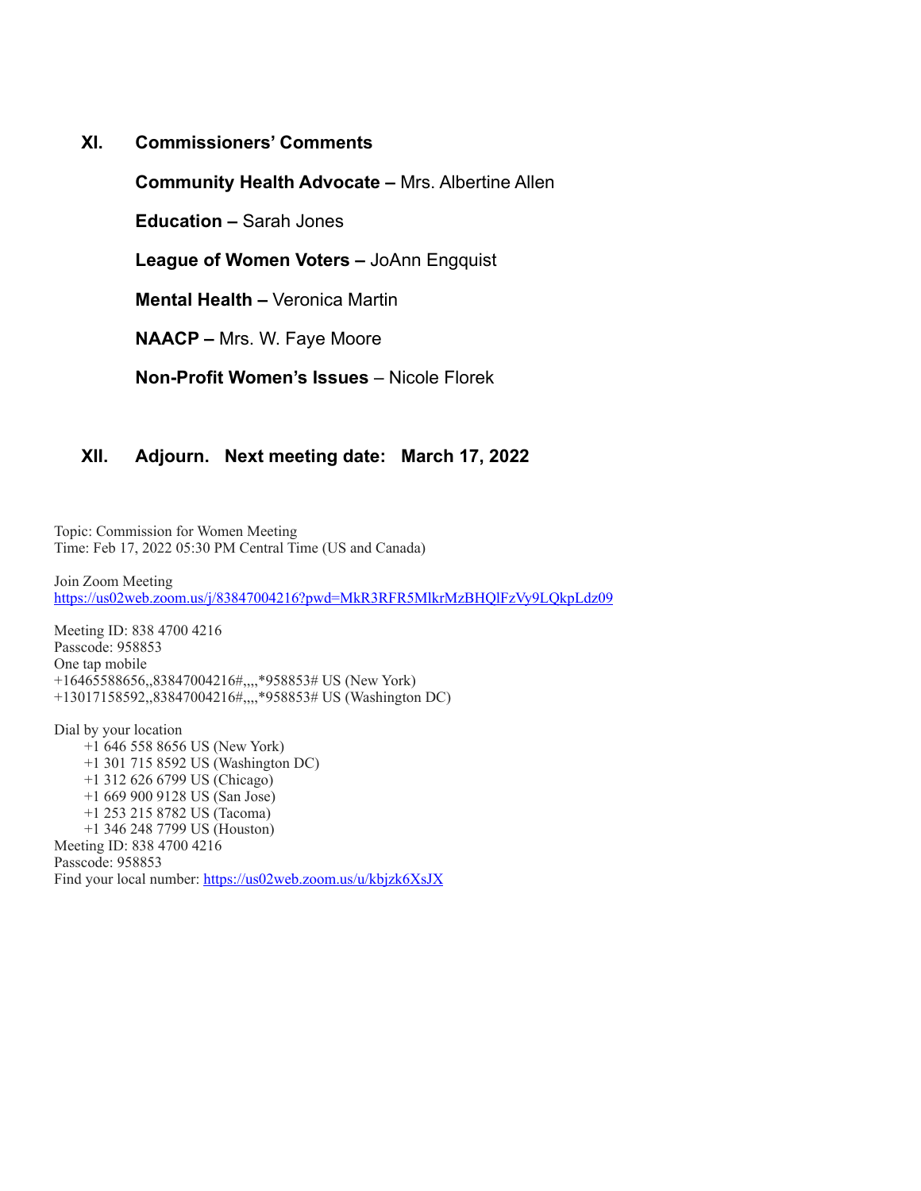## XI. Commissioners' Comments

**Community Health Advocate –** Mrs. Albertine Allen

**Education –** Sarah Jones

**League of Women Voters –** JoAnn Engquist

**Mental Health –** Veronica Martin

**NAACP –** Mrs. W. Faye Moore

**Non-Profit Women's Issues** – Nicole Florek

## XII. Adjourn. Next meeting date: March 17, 2022

Topic: Commission for Women Meeting
Time: Feb 17, 2022 05:30 PM Central Time (US and Canada)

Join Zoom Meeting
https://us02web.zoom.us/j/83847004216?pwd=MkR3RFR5MlkrMzBHQlFzVy9LQkpLdz09

Meeting ID: 838 4700 4216
Passcode: 958853
One tap mobile
+16465588656,,83847004216#,,,,*958853# US (New York)
+13017158592,,83847004216#,,,,*958853# US (Washington DC)

Dial by your location
- +1 646 558 8656 US (New York)
- +1 301 715 8592 US (Washington DC)
- +1 312 626 6799 US (Chicago)
- +1 669 900 9128 US (San Jose)
- +1 253 215 8782 US (Tacoma)
- +1 346 248 7799 US (Houston)

Meeting ID: 838 4700 4216
Passcode: 958853
Find your local number: https://us02web.zoom.us/u/kbjzk6XsJX